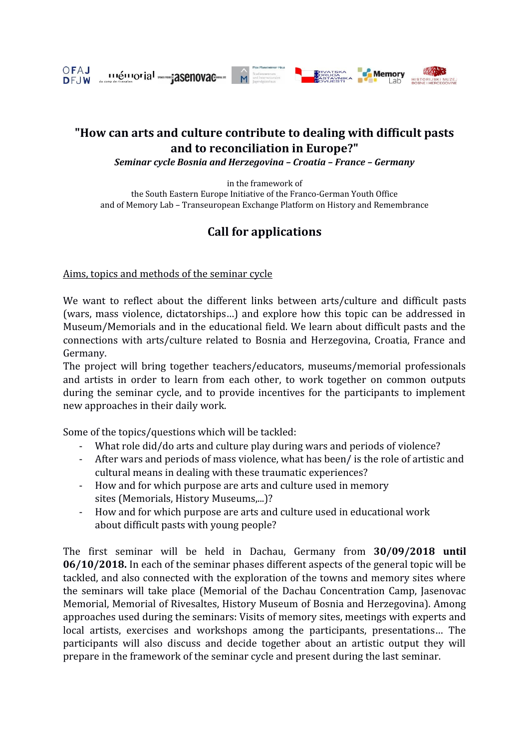# "How can arts and culture contribute to dealing with difficult pasts and to reconciliation in Europe?"

***Seminar cycle Bosnia and Herzegovina – Croatia – France – Germany***

in the framework of
the South Eastern Europe Initiative of the Franco-German Youth Office
and of Memory Lab – Transeuropean Exchange Platform on History and Remembrance

## Call for applications

Aims, topics and methods of the seminar cycle

We want to reflect about the different links between arts/culture and difficult pasts (wars, mass violence, dictatorships…) and explore how this topic can be addressed in Museum/Memorials and in the educational field. We learn about difficult pasts and the connections with arts/culture related to Bosnia and Herzegovina, Croatia, France and Germany.
The project will bring together teachers/educators, museums/memorial professionals and artists in order to learn from each other, to work together on common outputs during the seminar cycle, and to provide incentives for the participants to implement new approaches in their daily work.

Some of the topics/questions which will be tackled:

- What role did/do arts and culture play during wars and periods of violence?
- After wars and periods of mass violence, what has been/ is the role of artistic and cultural means in dealing with these traumatic experiences?
- How and for which purpose are arts and culture used in memory sites (Memorials, History Museums,...)?
- How and for which purpose are arts and culture used in educational work about difficult pasts with young people?

The first seminar will be held in Dachau, Germany from **30/09/2018 until 06/10/2018.** In each of the seminar phases different aspects of the general topic will be tackled, and also connected with the exploration of the towns and memory sites where the seminars will take place (Memorial of the Dachau Concentration Camp, Jasenovac Memorial, Memorial of Rivesaltes, History Museum of Bosnia and Herzegovina). Among approaches used during the seminars: Visits of memory sites, meetings with experts and local artists, exercises and workshops among the participants, presentations… The participants will also discuss and decide together about an artistic output they will prepare in the framework of the seminar cycle and present during the last seminar.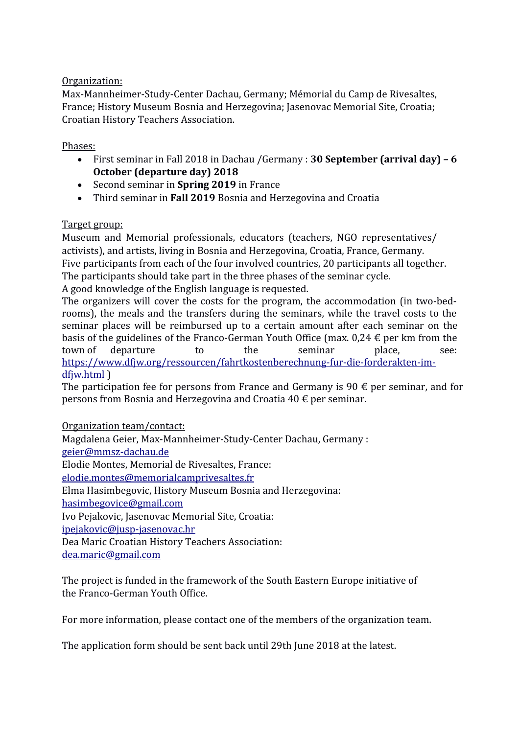Organization:
Max-Mannheimer-Study-Center Dachau, Germany; Mémorial du Camp de Rivesaltes, France; History Museum Bosnia and Herzegovina; Jasenovac Memorial Site, Croatia; Croatian History Teachers Association.

Phases:

- First seminar in Fall 2018 in Dachau /Germany : **30 September (arrival day) – 6 October (departure day) 2018**
- Second seminar in **Spring 2019** in France
- Third seminar in **Fall 2019** Bosnia and Herzegovina and Croatia

Target group:
Museum and Memorial professionals, educators (teachers, NGO representatives/ activists), and artists, living in Bosnia and Herzegovina, Croatia, France, Germany.
Five participants from each of the four involved countries, 20 participants all together.
The participants should take part in the three phases of the seminar cycle.
A good knowledge of the English language is requested.
The organizers will cover the costs for the program, the accommodation (in two-bed-rooms), the meals and the transfers during the seminars, while the travel costs to the seminar places will be reimbursed up to a certain amount after each seminar on the basis of the guidelines of the Franco-German Youth Office (max. 0,24 € per km from the town of departure to the seminar place, see: [https://www.dfjw.org/ressourcen/fahrtkostenberechnung-fur-die-forderakten-im-dfjw.html](https://www.dfjw.org/ressourcen/fahrtkostenberechnung-fur-die-forderakten-im-dfjw.html) )
The participation fee for persons from France and Germany is 90 € per seminar, and for persons from Bosnia and Herzegovina and Croatia 40 € per seminar.

Organization team/contact:
Magdalena Geier, Max-Mannheimer-Study-Center Dachau, Germany :
geier@mmsz-dachau.de
Elodie Montes, Memorial de Rivesaltes, France:
elodie.montes@memorialcamprivesaltes.fr
Elma Hasimbegovic, History Museum Bosnia and Herzegovina:
hasimbegovice@gmail.com
Ivo Pejakovic, Jasenovac Memorial Site, Croatia:
ipejakovic@jusp-jasenovac.hr
Dea Maric Croatian History Teachers Association:
dea.maric@gmail.com

The project is funded in the framework of the South Eastern Europe initiative of the Franco-German Youth Office.

For more information, please contact one of the members of the organization team.

The application form should be sent back until 29th June 2018 at the latest.